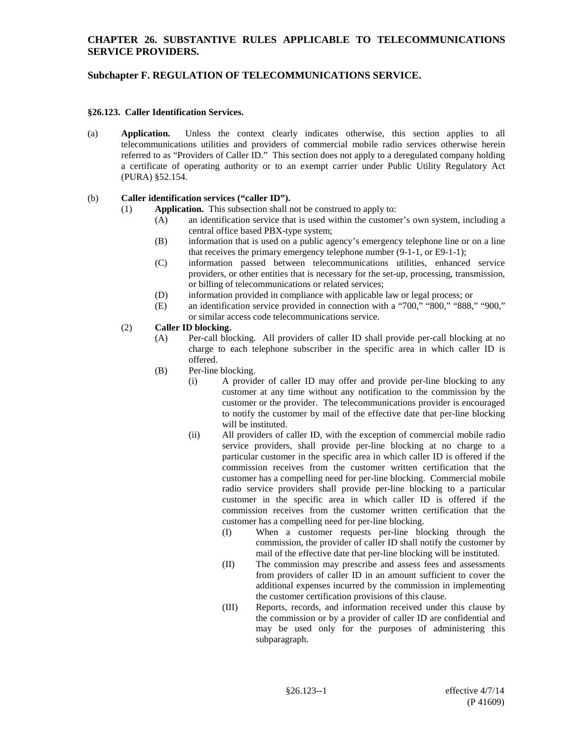# CHAPTER 26. SUBSTANTIVE RULES APPLICABLE TO TELECOMMUNICATIONS SERVICE PROVIDERS.

## Subchapter F. REGULATION OF TELECOMMUNICATIONS SERVICE.

### §26.123. Caller Identification Services.

(a) **Application.** Unless the context clearly indicates otherwise, this section applies to all telecommunications utilities and providers of commercial mobile radio services otherwise herein referred to as "Providers of Caller ID." This section does not apply to a deregulated company holding a certificate of operating authority or to an exempt carrier under Public Utility Regulatory Act (PURA) §52.154.

(b) **Caller identification services ("caller ID").**

- (1) **Application.** This subsection shall not be construed to apply to:
  - (A) an identification service that is used within the customer's own system, including a central office based PBX-type system;
  - (B) information that is used on a public agency's emergency telephone line or on a line that receives the primary emergency telephone number (9-1-1, or E9-1-1);
  - (C) information passed between telecommunications utilities, enhanced service providers, or other entities that is necessary for the set-up, processing, transmission, or billing of telecommunications or related services;
  - (D) information provided in compliance with applicable law or legal process; or
  - (E) an identification service provided in connection with a "700," "800," "888," "900," or similar access code telecommunications service.
- (2) **Caller ID blocking.**
  - (A) Per-call blocking. All providers of caller ID shall provide per-call blocking at no charge to each telephone subscriber in the specific area in which caller ID is offered.
  - (B) Per-line blocking.
    - (i) A provider of caller ID may offer and provide per-line blocking to any customer at any time without any notification to the commission by the customer or the provider. The telecommunications provider is encouraged to notify the customer by mail of the effective date that per-line blocking will be instituted.
    - (ii) All providers of caller ID, with the exception of commercial mobile radio service providers, shall provide per-line blocking at no charge to a particular customer in the specific area in which caller ID is offered if the commission receives from the customer written certification that the customer has a compelling need for per-line blocking. Commercial mobile radio service providers shall provide per-line blocking to a particular customer in the specific area in which caller ID is offered if the commission receives from the customer written certification that the customer has a compelling need for per-line blocking.
      - (I) When a customer requests per-line blocking through the commission, the provider of caller ID shall notify the customer by mail of the effective date that per-line blocking will be instituted.
      - (II) The commission may prescribe and assess fees and assessments from providers of caller ID in an amount sufficient to cover the additional expenses incurred by the commission in implementing the customer certification provisions of this clause.
      - (III) Reports, records, and information received under this clause by the commission or by a provider of caller ID are confidential and may be used only for the purposes of administering this subparagraph.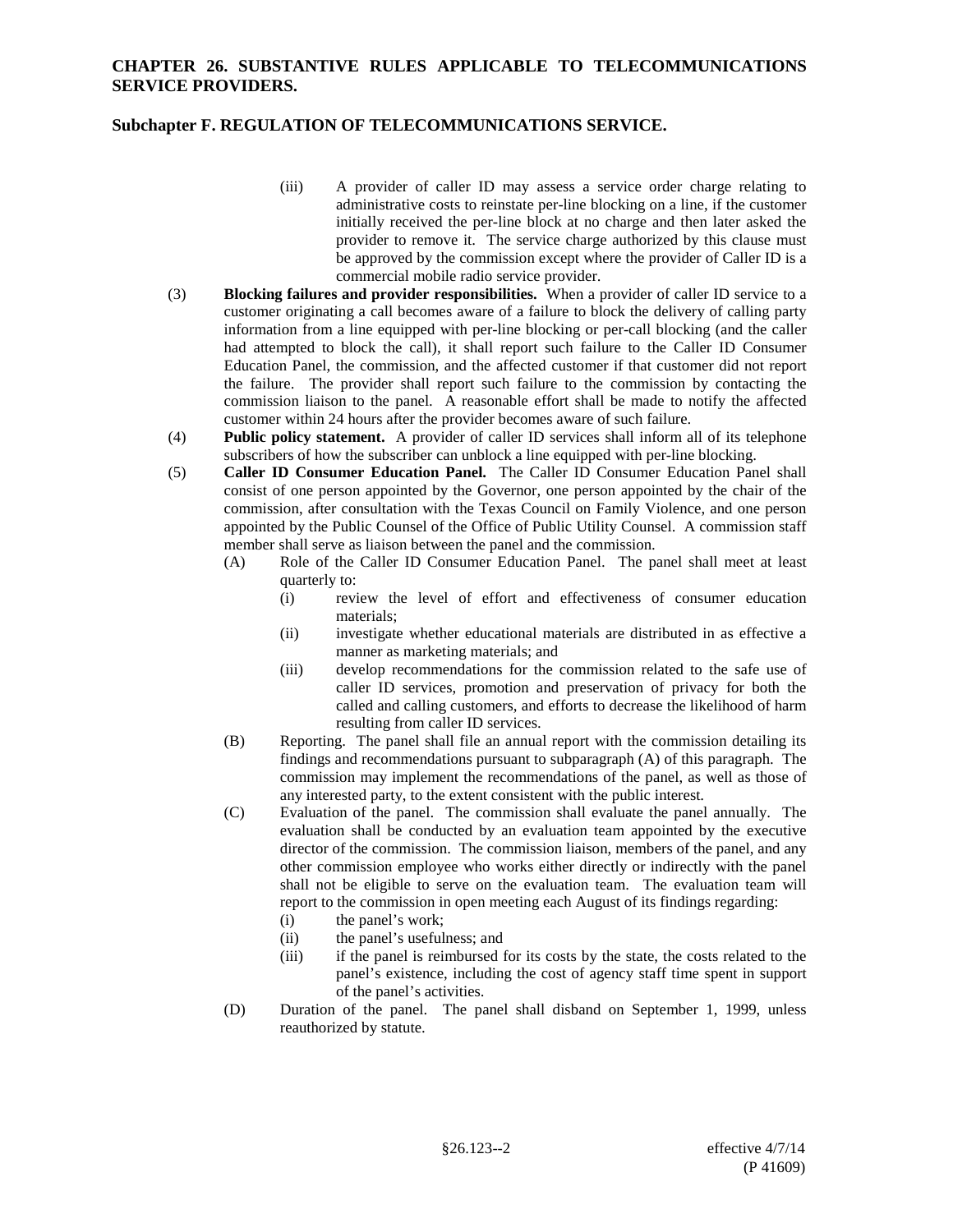(iii) A provider of caller ID may assess a service order charge relating to administrative costs to reinstate per-line blocking on a line, if the customer initially received the per-line block at no charge and then later asked the provider to remove it. The service charge authorized by this clause must be approved by the commission except where the provider of Caller ID is a commercial mobile radio service provider.

(3) **Blocking failures and provider responsibilities.** When a provider of caller ID service to a customer originating a call becomes aware of a failure to block the delivery of calling party information from a line equipped with per-line blocking or per-call blocking (and the caller had attempted to block the call), it shall report such failure to the Caller ID Consumer Education Panel, the commission, and the affected customer if that customer did not report the failure. The provider shall report such failure to the commission by contacting the commission liaison to the panel. A reasonable effort shall be made to notify the affected customer within 24 hours after the provider becomes aware of such failure.

(4) **Public policy statement.** A provider of caller ID services shall inform all of its telephone subscribers of how the subscriber can unblock a line equipped with per-line blocking.

(5) **Caller ID Consumer Education Panel.** The Caller ID Consumer Education Panel shall consist of one person appointed by the Governor, one person appointed by the chair of the commission, after consultation with the Texas Council on Family Violence, and one person appointed by the Public Counsel of the Office of Public Utility Counsel. A commission staff member shall serve as liaison between the panel and the commission.

(A) Role of the Caller ID Consumer Education Panel. The panel shall meet at least quarterly to:

(i) review the level of effort and effectiveness of consumer education materials;

(ii) investigate whether educational materials are distributed in as effective a manner as marketing materials; and

(iii) develop recommendations for the commission related to the safe use of caller ID services, promotion and preservation of privacy for both the called and calling customers, and efforts to decrease the likelihood of harm resulting from caller ID services.

(B) Reporting. The panel shall file an annual report with the commission detailing its findings and recommendations pursuant to subparagraph (A) of this paragraph. The commission may implement the recommendations of the panel, as well as those of any interested party, to the extent consistent with the public interest.

(C) Evaluation of the panel. The commission shall evaluate the panel annually. The evaluation shall be conducted by an evaluation team appointed by the executive director of the commission. The commission liaison, members of the panel, and any other commission employee who works either directly or indirectly with the panel shall not be eligible to serve on the evaluation team. The evaluation team will report to the commission in open meeting each August of its findings regarding:

(i) the panel's work;

(ii) the panel's usefulness; and

(iii) if the panel is reimbursed for its costs by the state, the costs related to the panel's existence, including the cost of agency staff time spent in support of the panel's activities.

(D) Duration of the panel. The panel shall disband on September 1, 1999, unless reauthorized by statute.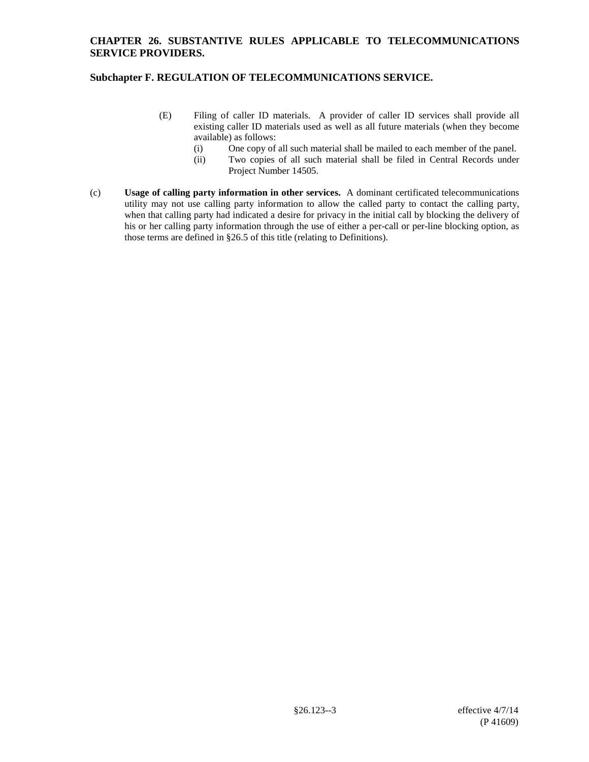(E) Filing of caller ID materials. A provider of caller ID services shall provide all existing caller ID materials used as well as all future materials (when they become available) as follows:

(i) One copy of all such material shall be mailed to each member of the panel.

(ii) Two copies of all such material shall be filed in Central Records under Project Number 14505.

(c) **Usage of calling party information in other services.** A dominant certificated telecommunications utility may not use calling party information to allow the called party to contact the calling party, when that calling party had indicated a desire for privacy in the initial call by blocking the delivery of his or her calling party information through the use of either a per-call or per-line blocking option, as those terms are defined in §26.5 of this title (relating to Definitions).